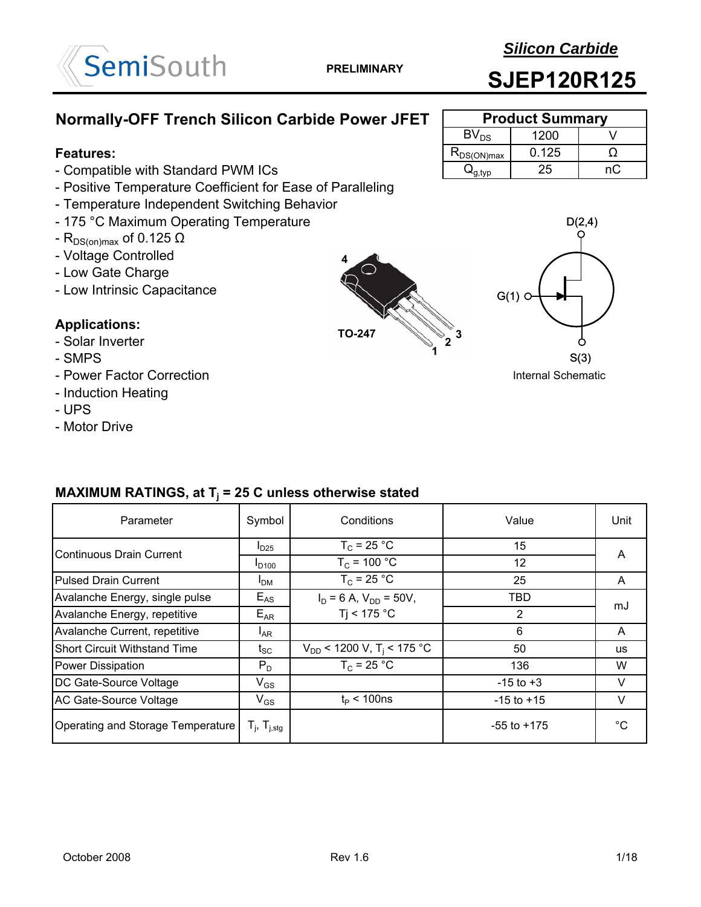*Silicon Carbide*

PRELIMINARY

# SJEP120R125

## Normally-OFF Trench Silicon Carbide Power JFET

| Product Summary | | |
|---|---|---|
| $BV_{DS}$ | 1200 | V |
| $R_{DS(ON)max}$ | 0.125 | Ω |
| $Q_{g,typ}$ | 25 | nC |

### Features:

- Compatible with Standard PWM ICs
- Positive Temperature Coefficient for Ease of Paralleling
- Temperature Independent Switching Behavior
- 175 °C Maximum Operating Temperature
- $R_{DS(on)max}$ of 0.125 Ω
- Voltage Controlled
- Low Gate Charge
- Low Intrinsic Capacitance

### Applications:

- Solar Inverter
- SMPS
- Power Factor Correction
- Induction Heating
- UPS
- Motor Drive

4

TO-247

1 2 3

D(2,4)

G(1)

S(3)

Internal Schematic

### MAXIMUM RATINGS, at $T_j$ = 25 C unless otherwise stated

| Parameter | Symbol | Conditions | Value | Unit |
|---|---|---|---|---|
| Continuous Drain Current | $I_{D25}$ | $T_C$ = 25 °C | 15 | A |
| | $I_{D100}$ | $T_C$ = 100 °C | 12 | |
| Pulsed Drain Current | $I_{DM}$ | $T_C$ = 25 °C | 25 | A |
| Avalanche Energy, single pulse | $E_{AS}$ | $I_D$ = 6 A, $V_{DD}$ = 50V, Tj < 175 °C | TBD | mJ |
| Avalanche Energy, repetitive | $E_{AR}$ | | 2 | |
| Avalanche Current, repetitive | $I_{AR}$ | | 6 | A |
| Short Circuit Withstand Time | $t_{SC}$ | $V_{DD}$ < 1200 V, $T_j$ < 175 °C | 50 | us |
| Power Dissipation | $P_D$ | $T_C$ = 25 °C | 136 | W |
| DC Gate-Source Voltage | $V_{GS}$ | | -15 to +3 | V |
| AC Gate-Source Voltage | $V_{GS}$ | $t_P$ < 100ns | -15 to +15 | V |
| Operating and Storage Temperature | $T_j$, $T_{j,stg}$ | | -55 to +175 | °C |

October 2008 Rev 1.6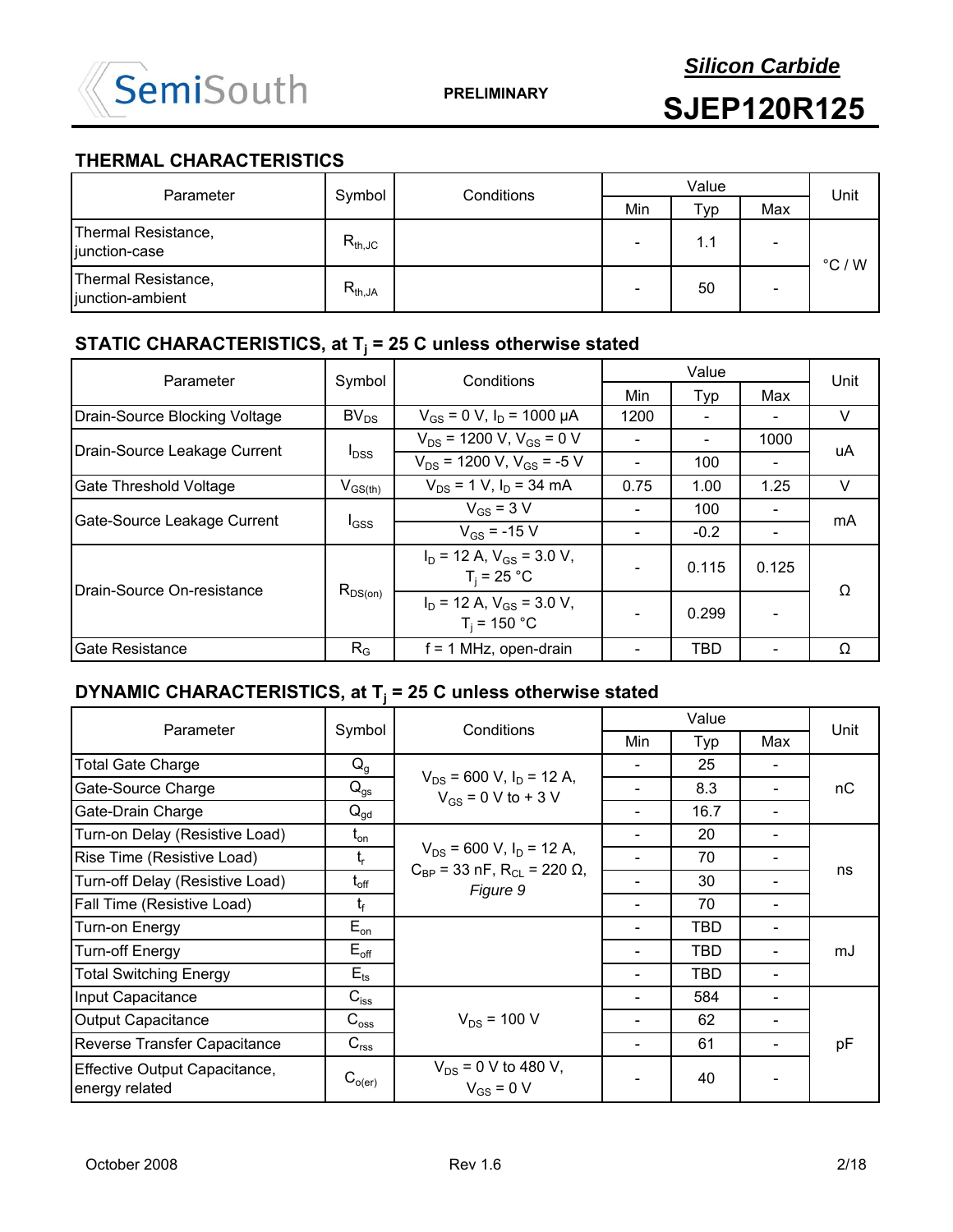## THERMAL CHARACTERISTICS

| Parameter | Symbol | Conditions | Value | | | Unit |
|---|---|---|---|---|---|---|
| | | | Min | Typ | Max | |
| Thermal Resistance, junction-case | $R_{th,JC}$ | | - | 1.1 | - | °C / W |
| Thermal Resistance, junction-ambient | $R_{th,JA}$ | | - | 50 | - | °C / W |

## STATIC CHARACTERISTICS, at $T_j$ = 25 C unless otherwise stated

| Parameter | Symbol | Conditions | Value | | | Unit |
|---|---|---|---|---|---|---|
| | | | Min | Typ | Max | |
| Drain-Source Blocking Voltage | $BV_{DS}$ | $V_{GS}$ = 0 V, $I_D$ = 1000 μA | 1200 | - | - | V |
| Drain-Source Leakage Current | $I_{DSS}$ | $V_{DS}$ = 1200 V, $V_{GS}$ = 0 V | - | - | 1000 | uA |
| | | $V_{DS}$ = 1200 V, $V_{GS}$ = -5 V | - | 100 | - | uA |
| Gate Threshold Voltage | $V_{GS(th)}$ | $V_{DS}$ = 1 V, $I_D$ = 34 mA | 0.75 | 1.00 | 1.25 | V |
| Gate-Source Leakage Current | $I_{GSS}$ | $V_{GS}$ = 3 V | - | 100 | - | mA |
| | | $V_{GS}$ = -15 V | - | -0.2 | - | mA |
| Drain-Source On-resistance | $R_{DS(on)}$ | $I_D$ = 12 A, $V_{GS}$ = 3.0 V, $T_j$ = 25 °C | - | 0.115 | 0.125 | Ω |
| | | $I_D$ = 12 A, $V_{GS}$ = 3.0 V, $T_j$ = 150 °C | - | 0.299 | - | Ω |
| Gate Resistance | $R_G$ | f = 1 MHz, open-drain | - | TBD | - | Ω |

## DYNAMIC CHARACTERISTICS, at $T_j$ = 25 C unless otherwise stated

| Parameter | Symbol | Conditions | Value | | | Unit |
|---|---|---|---|---|---|---|
| | | | Min | Typ | Max | |
| Total Gate Charge | $Q_g$ | $V_{DS}$ = 600 V, $I_D$ = 12 A, $V_{GS}$ = 0 V to + 3 V | - | 25 | - | nC |
| Gate-Source Charge | $Q_{gs}$ | | - | 8.3 | - | nC |
| Gate-Drain Charge | $Q_{gd}$ | | - | 16.7 | - | nC |
| Turn-on Delay (Resistive Load) | $t_{on}$ | $V_{DS}$ = 600 V, $I_D$ = 12 A, $C_{BP}$ = 33 nF, $R_{CL}$ = 220 Ω, *Figure 9* | - | 20 | - | ns |
| Rise Time (Resistive Load) | $t_r$ | | - | 70 | - | ns |
| Turn-off Delay (Resistive Load) | $t_{off}$ | | - | 30 | - | ns |
| Fall Time (Resistive Load) | $t_f$ | | - | 70 | - | ns |
| Turn-on Energy | $E_{on}$ | | - | TBD | - | mJ |
| Turn-off Energy | $E_{off}$ | | - | TBD | - | mJ |
| Total Switching Energy | $E_{ts}$ | | - | TBD | - | mJ |
| Input Capacitance | $C_{iss}$ | $V_{DS}$ = 100 V | - | 584 | - | pF |
| Output Capacitance | $C_{oss}$ | | - | 62 | - | pF |
| Reverse Transfer Capacitance | $C_{rss}$ | | - | 61 | - | pF |
| Effective Output Capacitance, energy related | $C_{o(er)}$ | $V_{DS}$ = 0 V to 480 V, $V_{GS}$ = 0 V | - | 40 | - | pF |

October 2008 Rev 1.6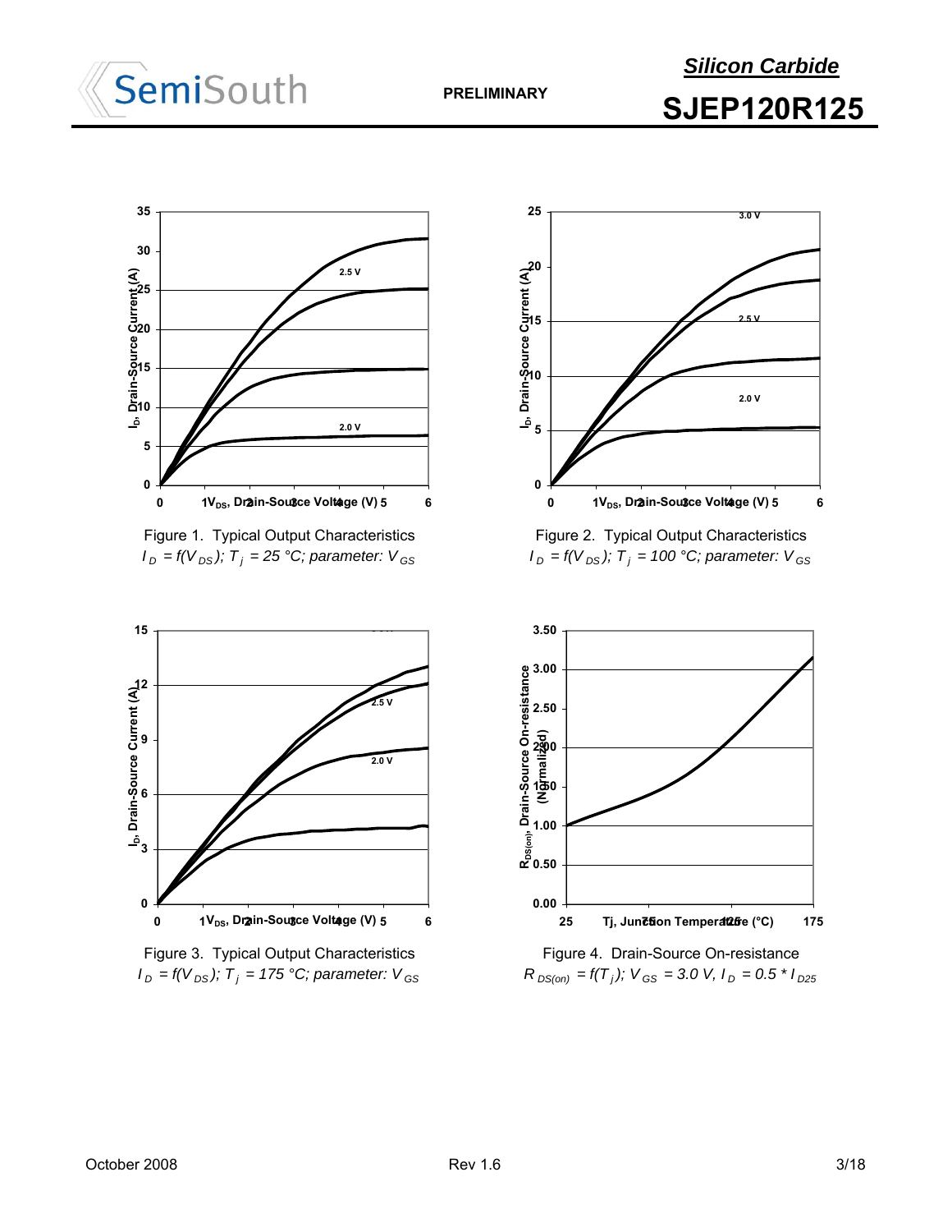35
30
25
20
15
10
5
0
2.5 V
2.0 V
0 1 2 3 4 5 6
$I_D$, Drain-Source Current (A)
$V_{DS}$, Drain-Source Voltage (V)

Figure 1. Typical Output Characteristics
$I_D = f(V_{DS})$; $T_j$ = 25 °C; parameter: $V_{GS}$

25
20
15
10
5
0
3.0 V
2.5 V
2.0 V
0 1 2 3 4 5 6
$I_D$, Drain-Source Current (A)
$V_{DS}$, Drain-Source Voltage (V)

Figure 2. Typical Output Characteristics
$I_D = f(V_{DS})$; $T_j$ = 100 °C; parameter: $V_{GS}$

15
12
9
6
3
0
2.5 V
2.0 V
0 1 2 3 4 5 6
$I_D$, Drain-Source Current (A)
$V_{DS}$, Drain-Source Voltage (V)

Figure 3. Typical Output Characteristics
$I_D = f(V_{DS})$; $T_j$ = 175 °C; parameter: $V_{GS}$

3.50
3.00
2.50
2.00
1.50
1.00
0.50
0.00
25 75 125 175
$R_{DS(on)}$, Drain-Source On-resistance (Normalized)
Tj, Junction Temperature (°C)

Figure 4. Drain-Source On-resistance
$R_{DS(on)} = f(T_j)$; $V_{GS}$ = 3.0 V, $I_D = 0.5 * I_{D25}$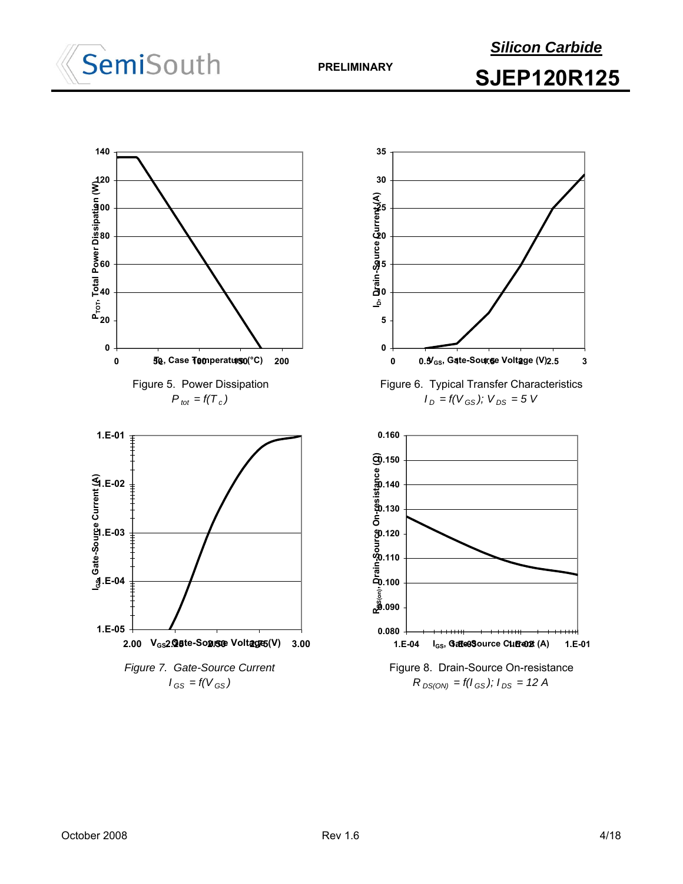Figure 5 axis labels and tick values:

$P_{TOT}$, Total Power Dissipation (W)

0, 20, 40, 60, 80, 100, 120, 140

$T_c$, Case Temperature (°C)

0, 50, 100, 150, 200

Figure 5. Power Dissipation
$P_{tot} = f(T_c)$

Figure 6 axis labels and tick values:

$I_D$, Drain-Source Current (A)

0, 5, 10, 15, 20, 25, 30, 35

$V_{GS}$, Gate-Source Voltage (V)

0, 0.5, 1, 1.5, 2, 2.5, 3

Figure 6. Typical Transfer Characteristics
$I_D = f(V_{GS})$; $V_{DS} = 5\ V$

Figure 7 axis labels and tick values:

$I_{GS}$, Gate-Source Current (A)

1.E-05, 1.E-04, 1.E-03, 1.E-02, 1.E-01

$V_{GS}$, Gate-Source Voltage (V)

2.00, 2.25, 2.50, 2.75, 3.00

*Figure 7. Gate-Source Current*
$I_{GS} = f(V_{GS})$

Figure 8 axis labels and tick values:

$R_{DS(on)}$, Drain-Source On-resistance (Ω)

0.080, 0.090, 0.100, 0.110, 0.120, 0.130, 0.140, 0.150, 0.160

$I_{GS}$, Gate-Source Current (A)

1.E-04, 1.E-03, 1.E-02, 1.E-01

Figure 8. Drain-Source On-resistance
$R_{DS(ON)} = f(I_{GS})$; $I_{DS} = 12\ A$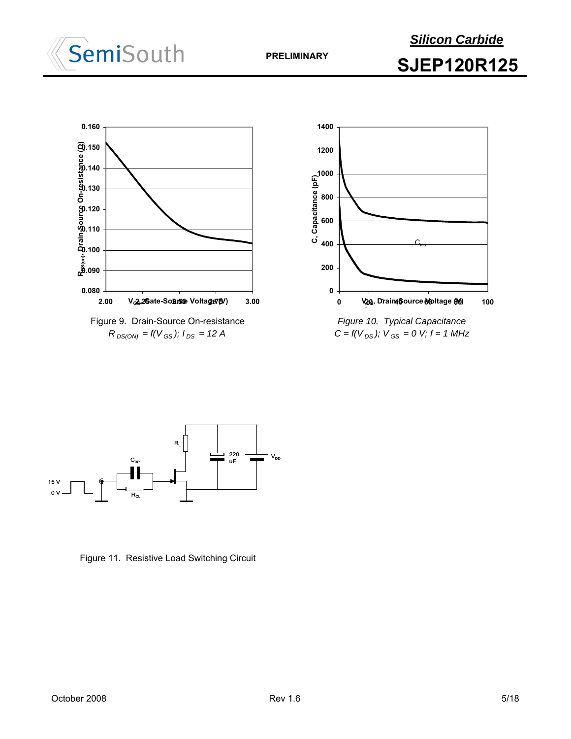0.160
0.150
0.140
0.130
0.120
0.110
0.100
0.090
0.080

$R_{DS(on)}$, Drain-Source On-resistance (Ω)

2.00 2.25 2.50 2.75 3.00

$V_{GS}$, Gate-Source Voltage (V)

Figure 9. Drain-Source On-resistance
$R_{DS(ON)} = f(V_{GS})$; $I_{DS} = 12$ A

1400
1200
1000
800
600
400
200
0

C, Capacitance (pF)

$C_{iss}$

0 20 40 60 80 100

$V_{DS}$, Drain-Source Voltage (V)

*Figure 10. Typical Capacitance*
*$C = f(V_{DS})$; $V_{GS} = 0$ V; f = 1 MHz*

$R_L$

220 uF

$V_{DD}$

$C_{BP}$

15 V
0 V

$R_{CL}$

Figure 11. Resistive Load Switching Circuit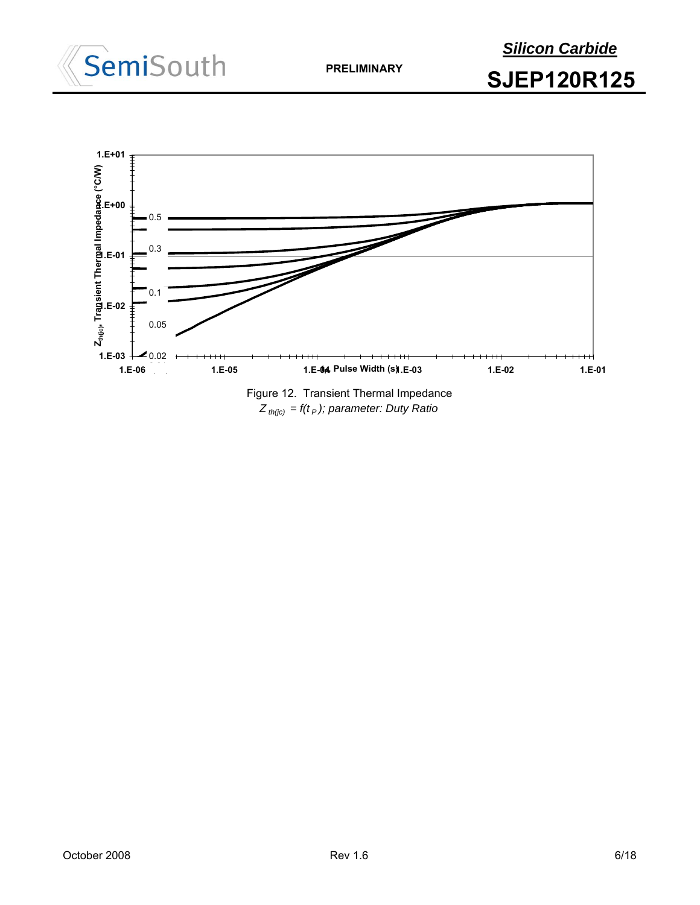1.E+01

1.E+00

1.E-01

1.E-02

1.E-03

$Z_{th(jc)}$, Transient Thermal Impedance (°C/W)

0.5

0.3

0.1

0.05

0.02

1.E-06

1.E-05

1.E-04

1.E-03

1.E-02

1.E-01

t, Pulse Width (s)

Figure 12. Transient Thermal Impedance

*$Z_{th(jc)} = f(t_P)$; parameter: Duty Ratio*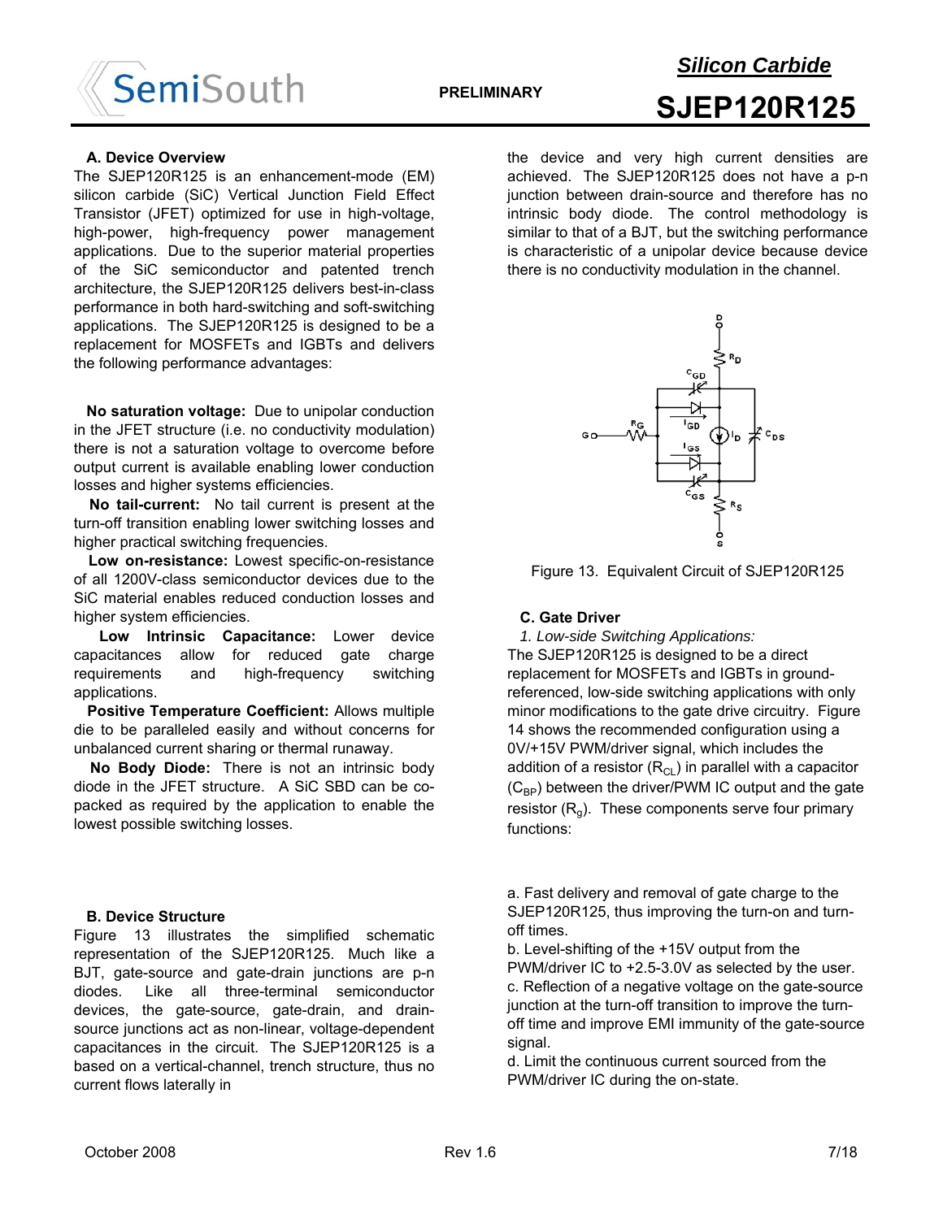### A. Device Overview

The SJEP120R125 is an enhancement-mode (EM) silicon carbide (SiC) Vertical Junction Field Effect Transistor (JFET) optimized for use in high-voltage, high-power, high-frequency power management applications. Due to the superior material properties of the SiC semiconductor and patented trench architecture, the SJEP120R125 delivers best-in-class performance in both hard-switching and soft-switching applications. The SJEP120R125 is designed to be a replacement for MOSFETs and IGBTs and delivers the following performance advantages:

**No saturation voltage:** Due to unipolar conduction in the JFET structure (i.e. no conductivity modulation) there is not a saturation voltage to overcome before output current is available enabling lower conduction losses and higher systems efficiencies.

**No tail-current:** No tail current is present at the turn-off transition enabling lower switching losses and higher practical switching frequencies.

**Low on-resistance:** Lowest specific-on-resistance of all 1200V-class semiconductor devices due to the SiC material enables reduced conduction losses and higher system efficiencies.

**Low Intrinsic Capacitance:** Lower device capacitances allow for reduced gate charge requirements and high-frequency switching applications.

**Positive Temperature Coefficient:** Allows multiple die to be paralleled easily and without concerns for unbalanced current sharing or thermal runaway.

**No Body Diode:** There is not an intrinsic body diode in the JFET structure. A SiC SBD can be co-packed as required by the application to enable the lowest possible switching losses.

### B. Device Structure

Figure 13 illustrates the simplified schematic representation of the SJEP120R125. Much like a BJT, gate-source and gate-drain junctions are p-n diodes. Like all three-terminal semiconductor devices, the gate-source, gate-drain, and drain-source junctions act as non-linear, voltage-dependent capacitances in the circuit. The SJEP120R125 is a based on a vertical-channel, trench structure, thus no current flows laterally in the device and very high current densities are achieved. The SJEP120R125 does not have a p-n junction between drain-source and therefore has no intrinsic body diode. The control methodology is similar to that of a BJT, but the switching performance is characteristic of a unipolar device because device there is no conductivity modulation in the channel.

D
$R_D$
$C_{GD}$
$I_{GD}$
G
$R_G$
$I_D$
$C_{DS}$
$I_{GS}$
$C_{GS}$
$R_S$
S

Figure 13. Equivalent Circuit of SJEP120R125

### C. Gate Driver

*1. Low-side Switching Applications:*

The SJEP120R125 is designed to be a direct replacement for MOSFETs and IGBTs in ground-referenced, low-side switching applications with only minor modifications to the gate drive circuitry. Figure 14 shows the recommended configuration using a 0V/+15V PWM/driver signal, which includes the addition of a resistor ($R_{CL}$) in parallel with a capacitor ($C_{BP}$) between the driver/PWM IC output and the gate resistor ($R_g$). These components serve four primary functions:

a. Fast delivery and removal of gate charge to the SJEP120R125, thus improving the turn-on and turn-off times.

b. Level-shifting of the +15V output from the PWM/driver IC to +2.5-3.0V as selected by the user.

c. Reflection of a negative voltage on the gate-source junction at the turn-off transition to improve the turn-off time and improve EMI immunity of the gate-source signal.

d. Limit the continuous current sourced from the PWM/driver IC during the on-state.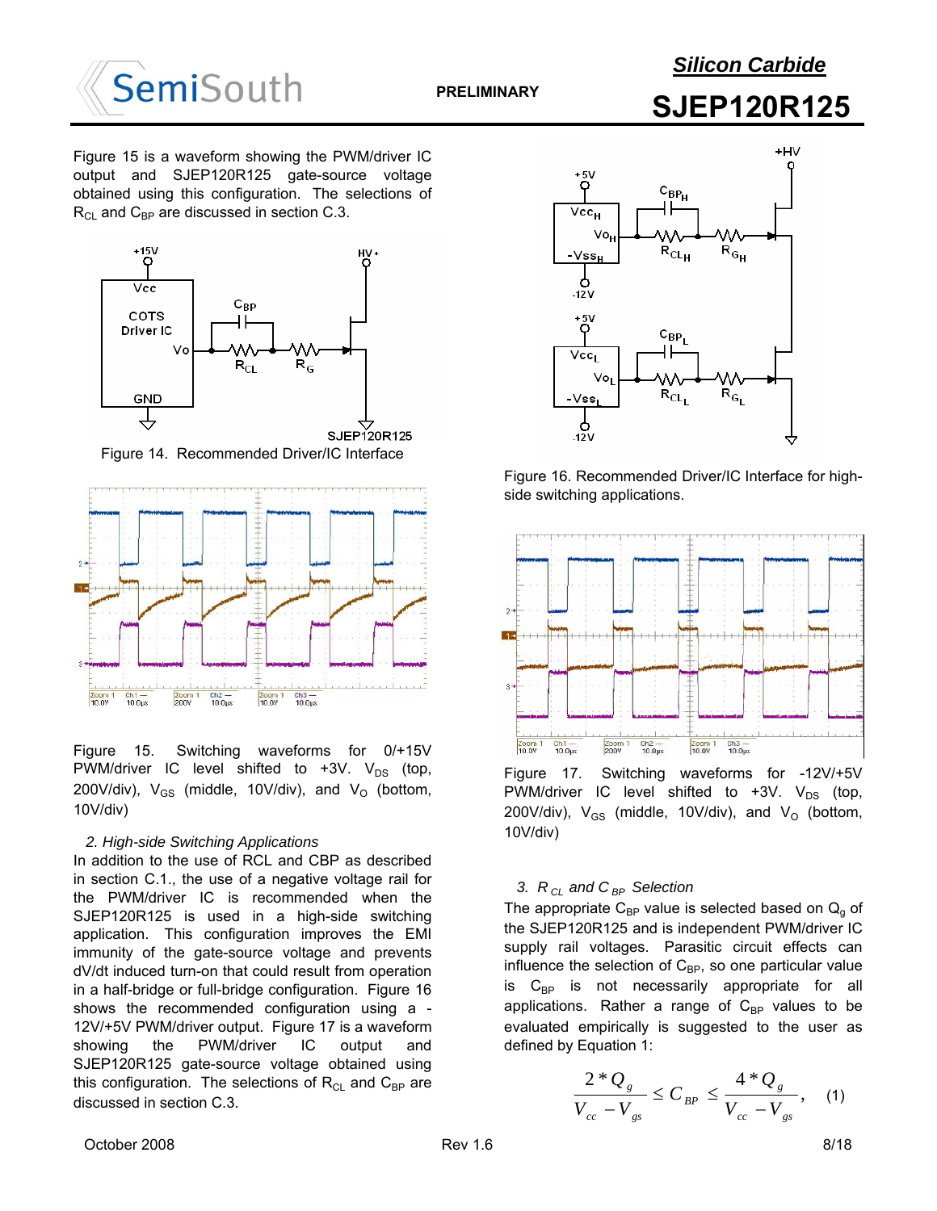Figure 15 is a waveform showing the PWM/driver IC output and SJEP120R125 gate-source voltage obtained using this configuration. The selections of $R_{CL}$ and $C_{BP}$ are discussed in section C.3.

+15V

HV+

Vcc

COTS Driver IC

Vo

GND

$C_{BP}$

$R_{CL}$

$R_G$

SJEP120R125

Figure 14. Recommended Driver/IC Interface

Zoom 1 10.0V Ch1 10.0µs Zoom 1 200V Ch2 10.0µs Zoom 1 10.0V Ch3 10.0µs

Figure 15. Switching waveforms for 0/+15V PWM/driver IC level shifted to +3V. $V_{DS}$ (top, 200V/div), $V_{GS}$ (middle, 10V/div), and $V_O$ (bottom, 10V/div)

*2. High-side Switching Applications*

In addition to the use of RCL and CBP as described in section C.1., the use of a negative voltage rail for the PWM/driver IC is recommended when the SJEP120R125 is used in a high-side switching application. This configuration improves the EMI immunity of the gate-source voltage and prevents dV/dt induced turn-on that could result from operation in a half-bridge or full-bridge configuration. Figure 16 shows the recommended configuration using a -12V/+5V PWM/driver output. Figure 17 is a waveform showing the PWM/driver IC output and SJEP120R125 gate-source voltage obtained using this configuration. The selections of $R_{CL}$ and $C_{BP}$ are discussed in section C.3.

+HV

+5V

$Vcc_H$

$Vo_H$

$-Vss_H$

-12V

$C_{BP_H}$

$R_{CL_H}$

$R_{G_H}$

+5V

$Vcc_L$

$Vo_L$

$-Vss_L$

-12V

$C_{BP_L}$

$R_{CL_L}$

$R_{G_L}$

Figure 16. Recommended Driver/IC Interface for high-side switching applications.

Zoom 1 10.0V Ch1 10.0µs Zoom 1 200V Ch2 10.0µs Zoom 1 10.0V Ch3 10.0µs

Figure 17. Switching waveforms for -12V/+5V PWM/driver IC level shifted to +3V. $V_{DS}$ (top, 200V/div), $V_{GS}$ (middle, 10V/div), and $V_O$ (bottom, 10V/div)

*3. $R_{CL}$ and $C_{BP}$ Selection*

The appropriate $C_{BP}$ value is selected based on $Q_g$ of the SJEP120R125 and is independent PWM/driver IC supply rail voltages. Parasitic circuit effects can influence the selection of $C_{BP}$, so one particular value is $C_{BP}$ is not necessarily appropriate for all applications. Rather a range of $C_{BP}$ values to be evaluated empirically is suggested to the user as defined by Equation 1:

$$\frac{2 * Q_g}{V_{cc} - V_{gs}} \leq C_{BP} \leq \frac{4 * Q_g}{V_{cc} - V_{gs}}, \quad (1)$$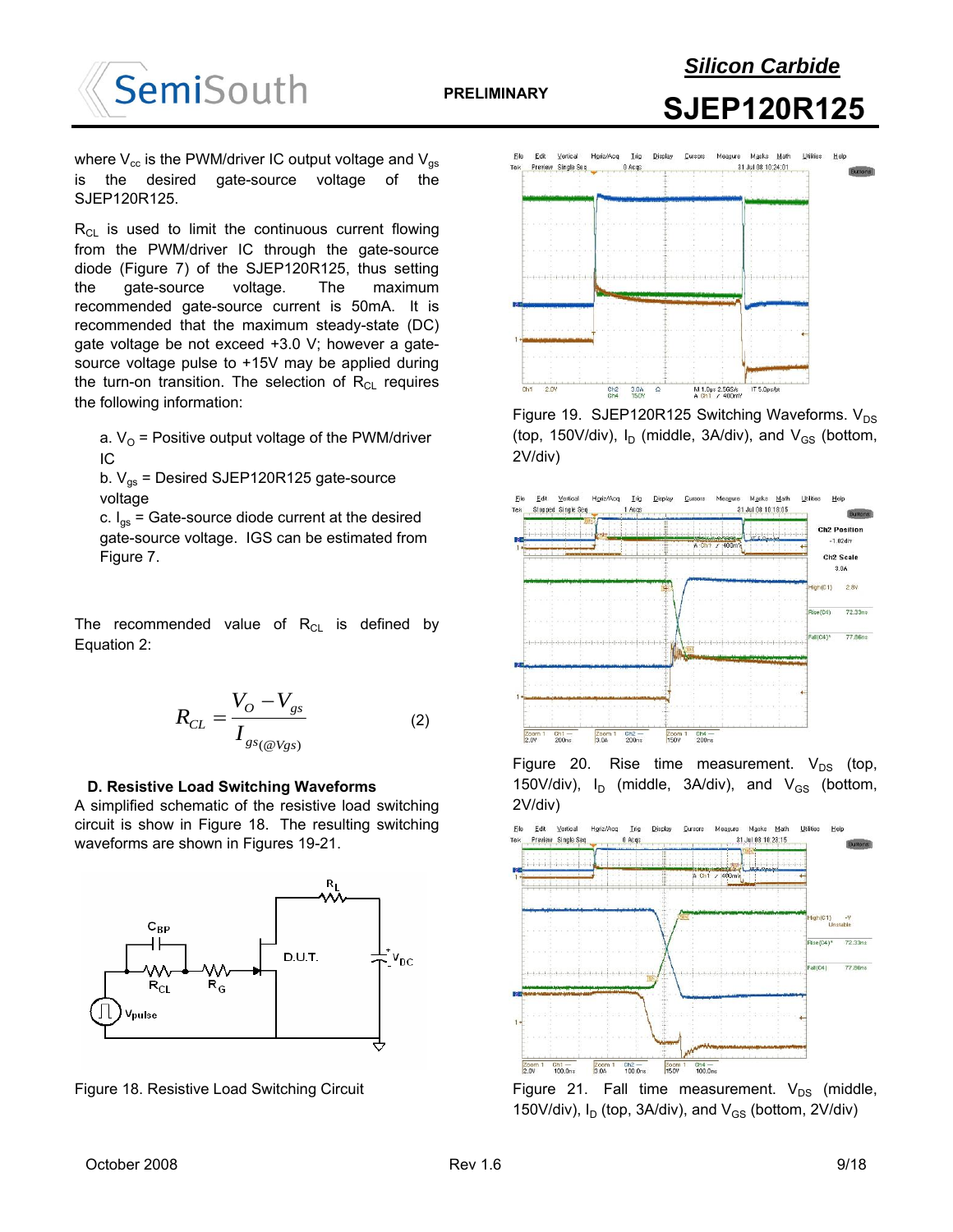where $V_{cc}$ is the PWM/driver IC output voltage and $V_{gs}$ is the desired gate-source voltage of the SJEP120R125.

$R_{CL}$ is used to limit the continuous current flowing from the PWM/driver IC through the gate-source diode (Figure 7) of the SJEP120R125, thus setting the gate-source voltage. The maximum recommended gate-source current is 50mA. It is recommended that the maximum steady-state (DC) gate voltage be not exceed +3.0 V; however a gate-source voltage pulse to +15V may be applied during the turn-on transition. The selection of $R_{CL}$ requires the following information:

a. $V_O$ = Positive output voltage of the PWM/driver IC
b. $V_{gs}$ = Desired SJEP120R125 gate-source voltage
c. $I_{gs}$ = Gate-source diode current at the desired gate-source voltage. IGS can be estimated from Figure 7.

The recommended value of $R_{CL}$ is defined by Equation 2:

$$R_{CL} = \frac{V_O - V_{gs}}{I_{gs(@Vgs)}} \qquad (2)$$

### D. Resistive Load Switching Waveforms

A simplified schematic of the resistive load switching circuit is show in Figure 18. The resulting switching waveforms are shown in Figures 19-21.

Figure 18. Resistive Load Switching Circuit

Figure 19. SJEP120R125 Switching Waveforms. $V_{DS}$ (top, 150V/div), $I_D$ (middle, 3A/div), and $V_{GS}$ (bottom, 2V/div)

Figure 20. Rise time measurement. $V_{DS}$ (top, 150V/div), $I_D$ (middle, 3A/div), and $V_{GS}$ (bottom, 2V/div)

Figure 21. Fall time measurement. $V_{DS}$ (middle, 150V/div), $I_D$ (top, 3A/div), and $V_{GS}$ (bottom, 2V/div)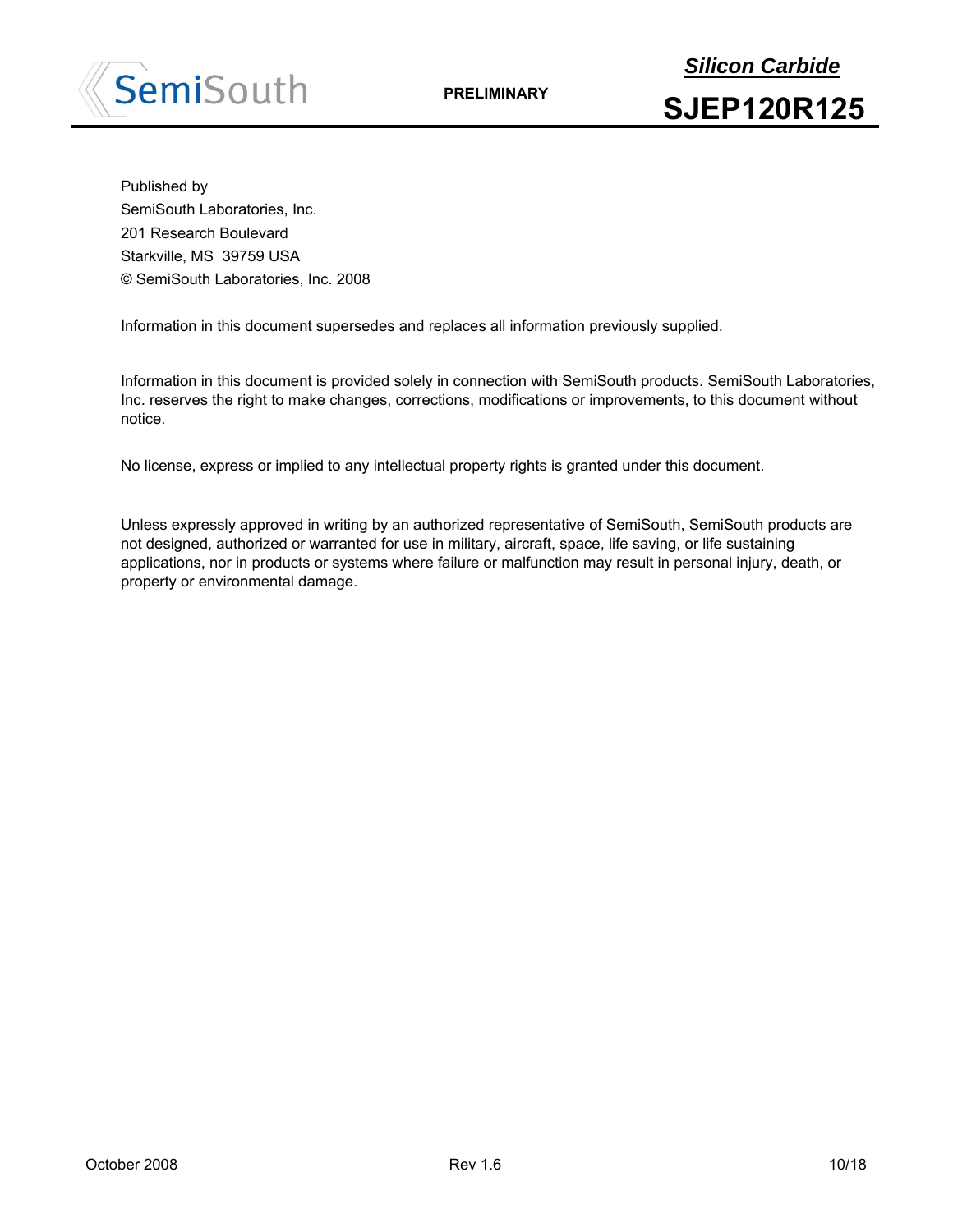Published by
SemiSouth Laboratories, Inc.
201 Research Boulevard
Starkville, MS 39759 USA
© SemiSouth Laboratories, Inc. 2008

Information in this document supersedes and replaces all information previously supplied.

Information in this document is provided solely in connection with SemiSouth products. SemiSouth Laboratories, Inc. reserves the right to make changes, corrections, modifications or improvements, to this document without notice.

No license, express or implied to any intellectual property rights is granted under this document.

Unless expressly approved in writing by an authorized representative of SemiSouth, SemiSouth products are not designed, authorized or warranted for use in military, aircraft, space, life saving, or life sustaining applications, nor in products or systems where failure or malfunction may result in personal injury, death, or property or environmental damage.